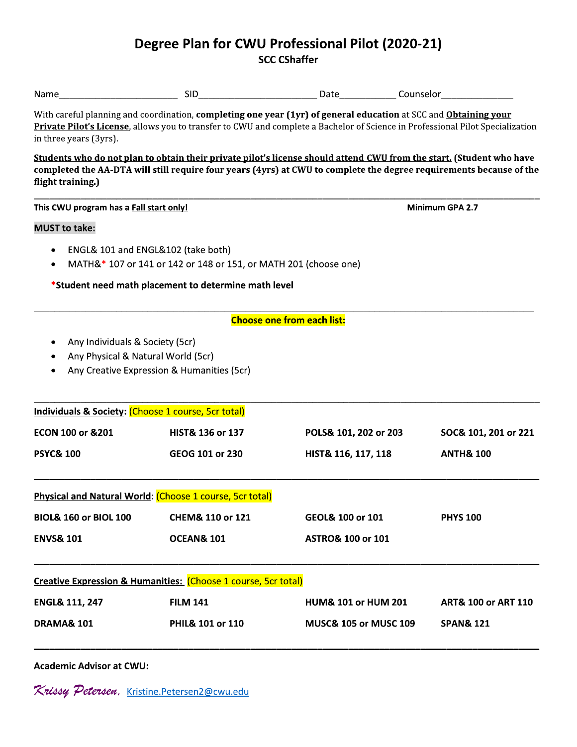# Degree Plan for CWU Professional Pilot (2020-21)

**SCC CShaffer**

Name_______________________ SID______________________ Date___________ Counselor______________

With careful planning and coordination, **completing one year (1yr) of general education** at SCC and **Obtaining your Private Pilot's License**, allows you to transfer to CWU and complete a Bachelor of Science in Professional Pilot Specialization in three years (3yrs).

**Students who do not plan to obtain their private pilot's license should attend CWU from the start. (Student who have completed the AA-DTA will still require four years (4yrs) at CWU to complete the degree requirements because of the flight training.)**

---

**This CWU program has a Fall start only!** **Minimum GPA 2.7**

**MUST to take:**

- ENGL& 101 and ENGL&102 (take both)
- MATH&* 107 or 141 or 142 or 148 or 151, or MATH 201 (choose one)

***Student need math placement to determine math level**

---

**Choose one from each list:**

- Any Individuals & Society (5cr)
- Any Physical & Natural World (5cr)
- Any Creative Expression & Humanities (5cr)

---

**Individuals & Society**: (Choose 1 course, 5cr total)

| | | | |
|---|---|---|---|
| **ECON 100 or &201** | **HIST& 136 or 137** | **POLS& 101, 202 or 203** | **SOC& 101, 201 or 221** |
| **PSYC& 100** | **GEOG 101 or 230** | **HIST& 116, 117, 118** | **ANTH& 100** |

---

**Physical and Natural World**: (Choose 1 course, 5cr total)

| | | | |
|---|---|---|---|
| **BIOL& 160 or BIOL 100** | **CHEM& 110 or 121** | **GEOL& 100 or 101** | **PHYS 100** |
| **ENVS& 101** | **OCEAN& 101** | **ASTRO& 100 or 101** | |

---

**Creative Expression & Humanities:** (Choose 1 course, 5cr total)

| | | | |
|---|---|---|---|
| **ENGL& 111, 247** | **FILM 141** | **HUM& 101 or HUM 201** | **ART& 100 or ART 110** |
| **DRAMA& 101** | **PHIL& 101 or 110** | **MUSC& 105 or MUSC 109** | **SPAN& 121** |

---

**Academic Advisor at CWU:**

*Krissy Petersen*, Kristine.Petersen2@cwu.edu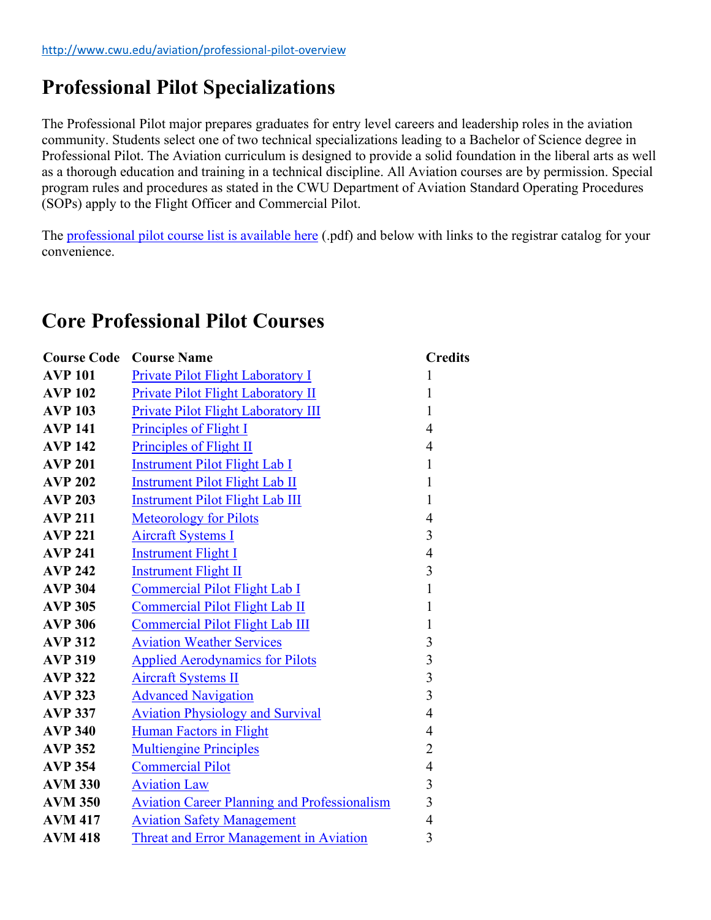http://www.cwu.edu/aviation/professional-pilot-overview

# Professional Pilot Specializations

The Professional Pilot major prepares graduates for entry level careers and leadership roles in the aviation community. Students select one of two technical specializations leading to a Bachelor of Science degree in Professional Pilot. The Aviation curriculum is designed to provide a solid foundation in the liberal arts as well as a thorough education and training in a technical discipline. All Aviation courses are by permission. Special program rules and procedures as stated in the CWU Department of Aviation Standard Operating Procedures (SOPs) apply to the Flight Officer and Commercial Pilot.

The professional pilot course list is available here (.pdf) and below with links to the registrar catalog for your convenience.

# Core Professional Pilot Courses

| Course Code | Course Name | Credits |
|---|---|---|
| **AVP 101** | Private Pilot Flight Laboratory I | 1 |
| **AVP 102** | Private Pilot Flight Laboratory II | 1 |
| **AVP 103** | Private Pilot Flight Laboratory III | 1 |
| **AVP 141** | Principles of Flight I | 4 |
| **AVP 142** | Principles of Flight II | 4 |
| **AVP 201** | Instrument Pilot Flight Lab I | 1 |
| **AVP 202** | Instrument Pilot Flight Lab II | 1 |
| **AVP 203** | Instrument Pilot Flight Lab III | 1 |
| **AVP 211** | Meteorology for Pilots | 4 |
| **AVP 221** | Aircraft Systems I | 3 |
| **AVP 241** | Instrument Flight I | 4 |
| **AVP 242** | Instrument Flight II | 3 |
| **AVP 304** | Commercial Pilot Flight Lab I | 1 |
| **AVP 305** | Commercial Pilot Flight Lab II | 1 |
| **AVP 306** | Commercial Pilot Flight Lab III | 1 |
| **AVP 312** | Aviation Weather Services | 3 |
| **AVP 319** | Applied Aerodynamics for Pilots | 3 |
| **AVP 322** | Aircraft Systems II | 3 |
| **AVP 323** | Advanced Navigation | 3 |
| **AVP 337** | Aviation Physiology and Survival | 4 |
| **AVP 340** | Human Factors in Flight | 4 |
| **AVP 352** | Multiengine Principles | 2 |
| **AVP 354** | Commercial Pilot | 4 |
| **AVM 330** | Aviation Law | 3 |
| **AVM 350** | Aviation Career Planning and Professionalism | 3 |
| **AVM 417** | Aviation Safety Management | 4 |
| **AVM 418** | Threat and Error Management in Aviation | 3 |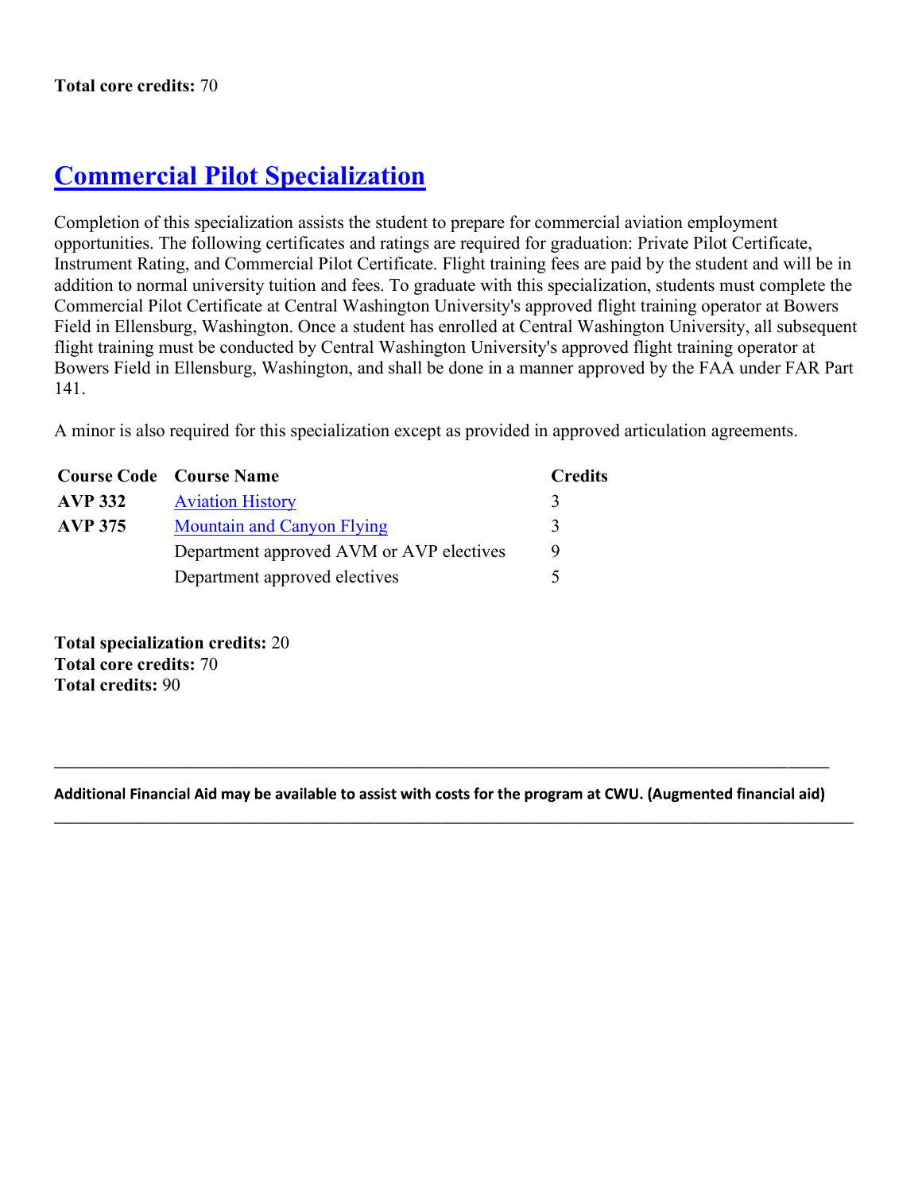**Total core credits:** 70

## Commercial Pilot Specialization

Completion of this specialization assists the student to prepare for commercial aviation employment opportunities. The following certificates and ratings are required for graduation: Private Pilot Certificate, Instrument Rating, and Commercial Pilot Certificate. Flight training fees are paid by the student and will be in addition to normal university tuition and fees. To graduate with this specialization, students must complete the Commercial Pilot Certificate at Central Washington University's approved flight training operator at Bowers Field in Ellensburg, Washington. Once a student has enrolled at Central Washington University, all subsequent flight training must be conducted by Central Washington University's approved flight training operator at Bowers Field in Ellensburg, Washington, and shall be done in a manner approved by the FAA under FAR Part 141.

A minor is also required for this specialization except as provided in approved articulation agreements.

| Course Code | Course Name | Credits |
|---|---|---|
| **AVP 332** | Aviation History | 3 |
| **AVP 375** | Mountain and Canyon Flying | 3 |
| | Department approved AVM or AVP electives | 9 |
| | Department approved electives | 5 |

**Total specialization credits:** 20
**Total core credits:** 70
**Total credits:** 90

---

**Additional Financial Aid may be available to assist with costs for the program at CWU. (Augmented financial aid)**

---